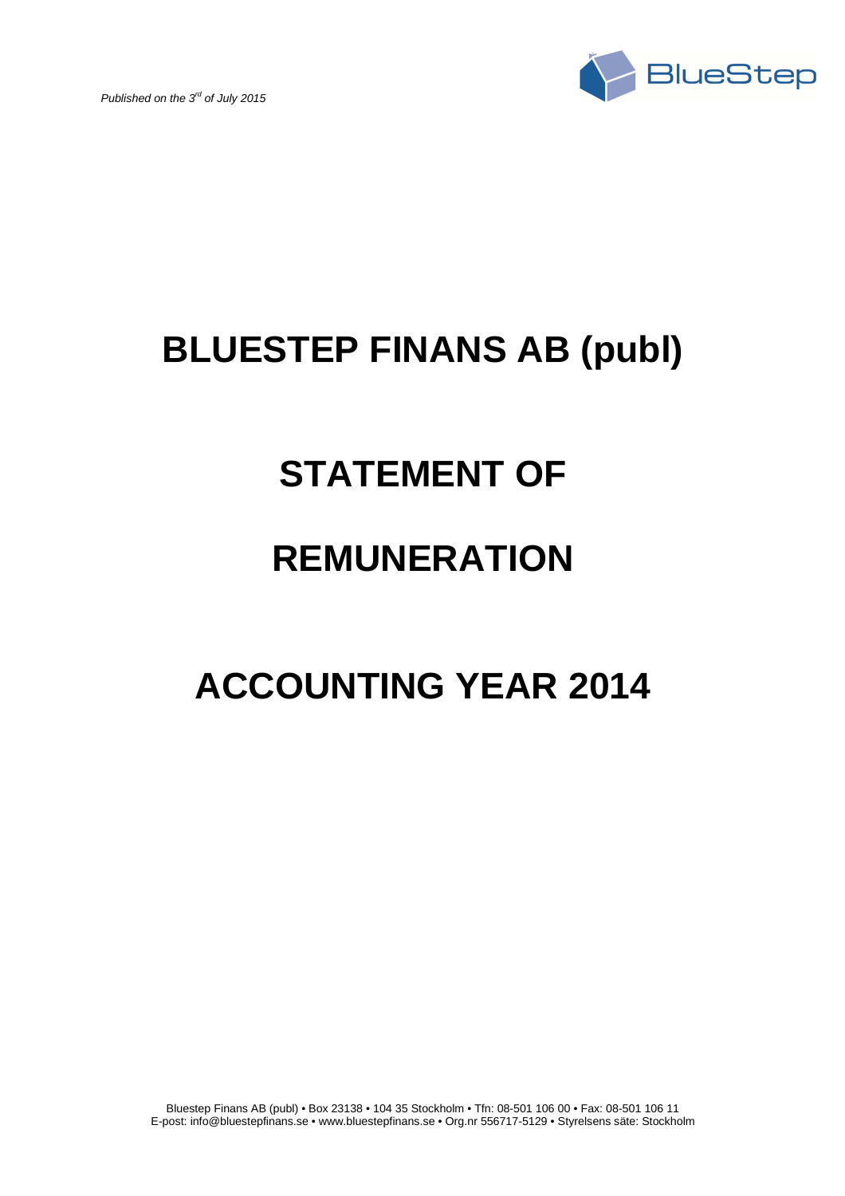*Published on the 3rd of July 2015*

# BLUESTEP FINANS AB (publ)

# STATEMENT OF

# REMUNERATION

# ACCOUNTING YEAR 2014

Bluestep Finans AB (publ) • Box 23138 • 104 35 Stockholm • Tfn: 08-501 106 00 • Fax: 08-501 106 11
E-post: info@bluestepfinans.se • www.bluestepfinans.se • Org.nr 556717-5129 • Styrelsens säte: Stockholm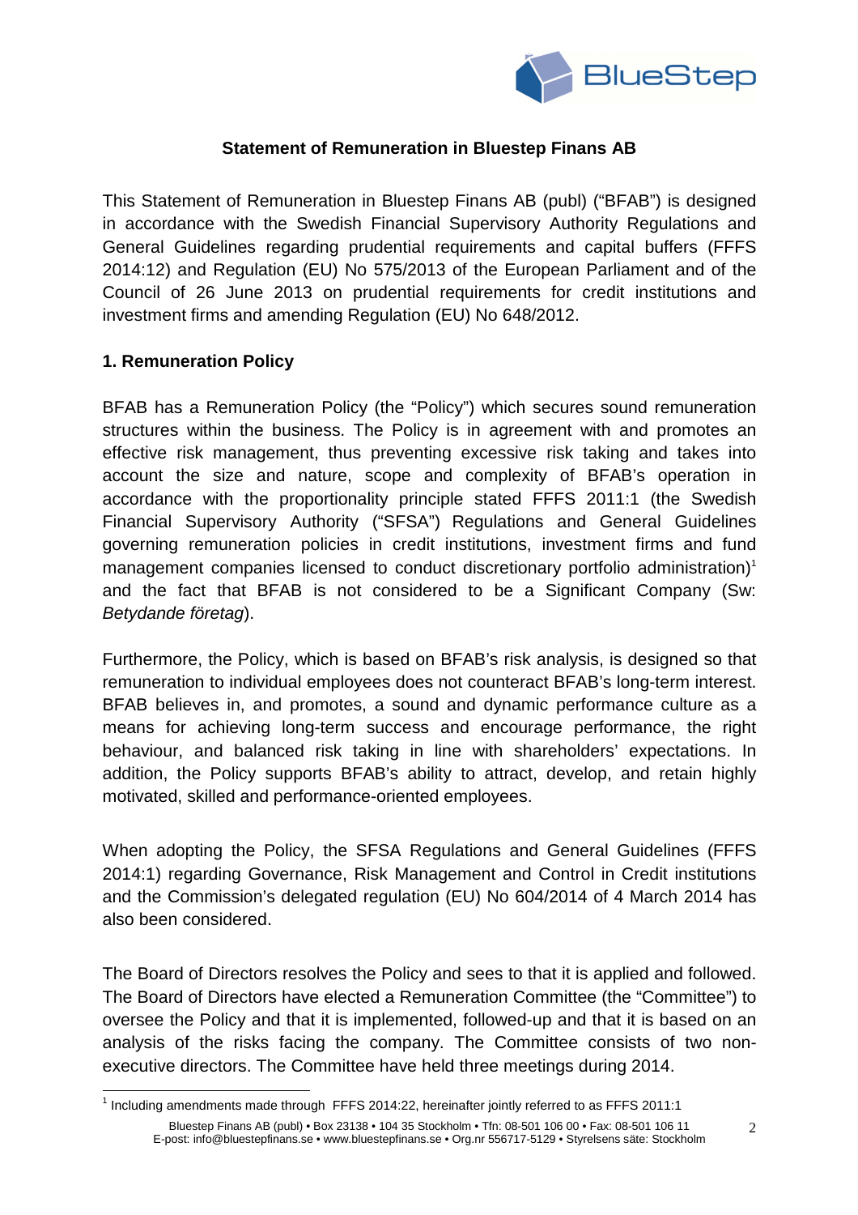**Statement of Remuneration in Bluestep Finans AB**

This Statement of Remuneration in Bluestep Finans AB (publ) ("BFAB") is designed in accordance with the Swedish Financial Supervisory Authority Regulations and General Guidelines regarding prudential requirements and capital buffers (FFFS 2014:12) and Regulation (EU) No 575/2013 of the European Parliament and of the Council of 26 June 2013 on prudential requirements for credit institutions and investment firms and amending Regulation (EU) No 648/2012.

## 1. Remuneration Policy

BFAB has a Remuneration Policy (the "Policy") which secures sound remuneration structures within the business. The Policy is in agreement with and promotes an effective risk management, thus preventing excessive risk taking and takes into account the size and nature, scope and complexity of BFAB's operation in accordance with the proportionality principle stated FFFS 2011:1 (the Swedish Financial Supervisory Authority ("SFSA") Regulations and General Guidelines governing remuneration policies in credit institutions, investment firms and fund management companies licensed to conduct discretionary portfolio administration)[1] and the fact that BFAB is not considered to be a Significant Company (Sw: *Betydande företag*).

Furthermore, the Policy, which is based on BFAB's risk analysis, is designed so that remuneration to individual employees does not counteract BFAB's long-term interest. BFAB believes in, and promotes, a sound and dynamic performance culture as a means for achieving long-term success and encourage performance, the right behaviour, and balanced risk taking in line with shareholders' expectations. In addition, the Policy supports BFAB's ability to attract, develop, and retain highly motivated, skilled and performance-oriented employees.

When adopting the Policy, the SFSA Regulations and General Guidelines (FFFS 2014:1) regarding Governance, Risk Management and Control in Credit institutions and the Commission's delegated regulation (EU) No 604/2014 of 4 March 2014 has also been considered.

The Board of Directors resolves the Policy and sees to that it is applied and followed. The Board of Directors have elected a Remuneration Committee (the "Committee") to oversee the Policy and that it is implemented, followed-up and that it is based on an analysis of the risks facing the company. The Committee consists of two non-executive directors. The Committee have held three meetings during 2014.

[1] Including amendments made through FFFS 2014:22, hereinafter jointly referred to as FFFS 2011:1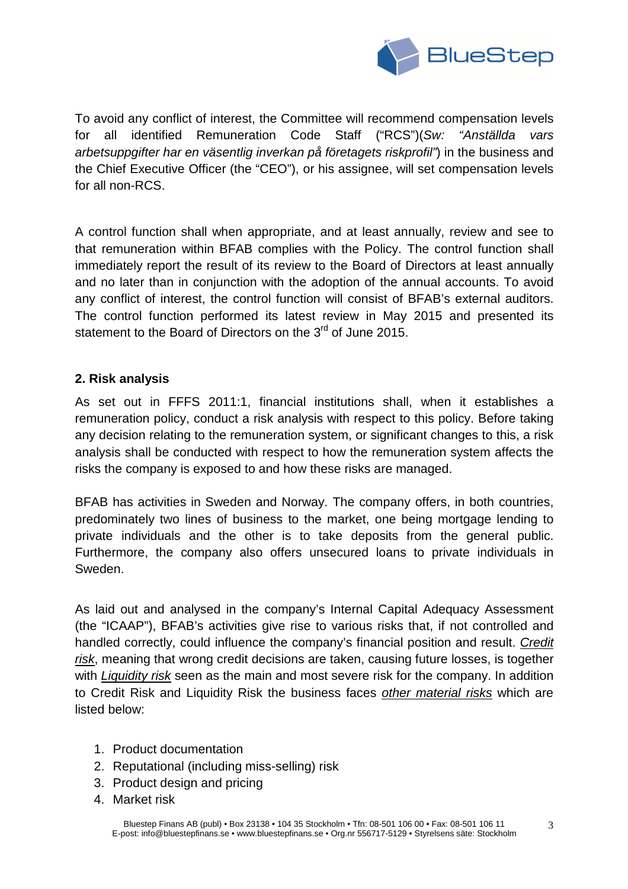To avoid any conflict of interest, the Committee will recommend compensation levels for all identified Remuneration Code Staff ("RCS")(*Sw: "Anställda vars arbetsuppgifter har en väsentlig inverkan på företagets riskprofil"*) in the business and the Chief Executive Officer (the "CEO"), or his assignee, will set compensation levels for all non-RCS.

A control function shall when appropriate, and at least annually, review and see to that remuneration within BFAB complies with the Policy. The control function shall immediately report the result of its review to the Board of Directors at least annually and no later than in conjunction with the adoption of the annual accounts. To avoid any conflict of interest, the control function will consist of BFAB's external auditors. The control function performed its latest review in May 2015 and presented its statement to the Board of Directors on the 3rd of June 2015.

## 2. Risk analysis

As set out in FFFS 2011:1, financial institutions shall, when it establishes a remuneration policy, conduct a risk analysis with respect to this policy. Before taking any decision relating to the remuneration system, or significant changes to this, a risk analysis shall be conducted with respect to how the remuneration system affects the risks the company is exposed to and how these risks are managed.

BFAB has activities in Sweden and Norway. The company offers, in both countries, predominately two lines of business to the market, one being mortgage lending to private individuals and the other is to take deposits from the general public. Furthermore, the company also offers unsecured loans to private individuals in Sweden.

As laid out and analysed in the company's Internal Capital Adequacy Assessment (the "ICAAP"), BFAB's activities give rise to various risks that, if not controlled and handled correctly, could influence the company's financial position and result. *Credit risk*, meaning that wrong credit decisions are taken, causing future losses, is together with *Liquidity risk* seen as the main and most severe risk for the company. In addition to Credit Risk and Liquidity Risk the business faces *other material risks* which are listed below:

1. Product documentation
2. Reputational (including miss-selling) risk
3. Product design and pricing
4. Market risk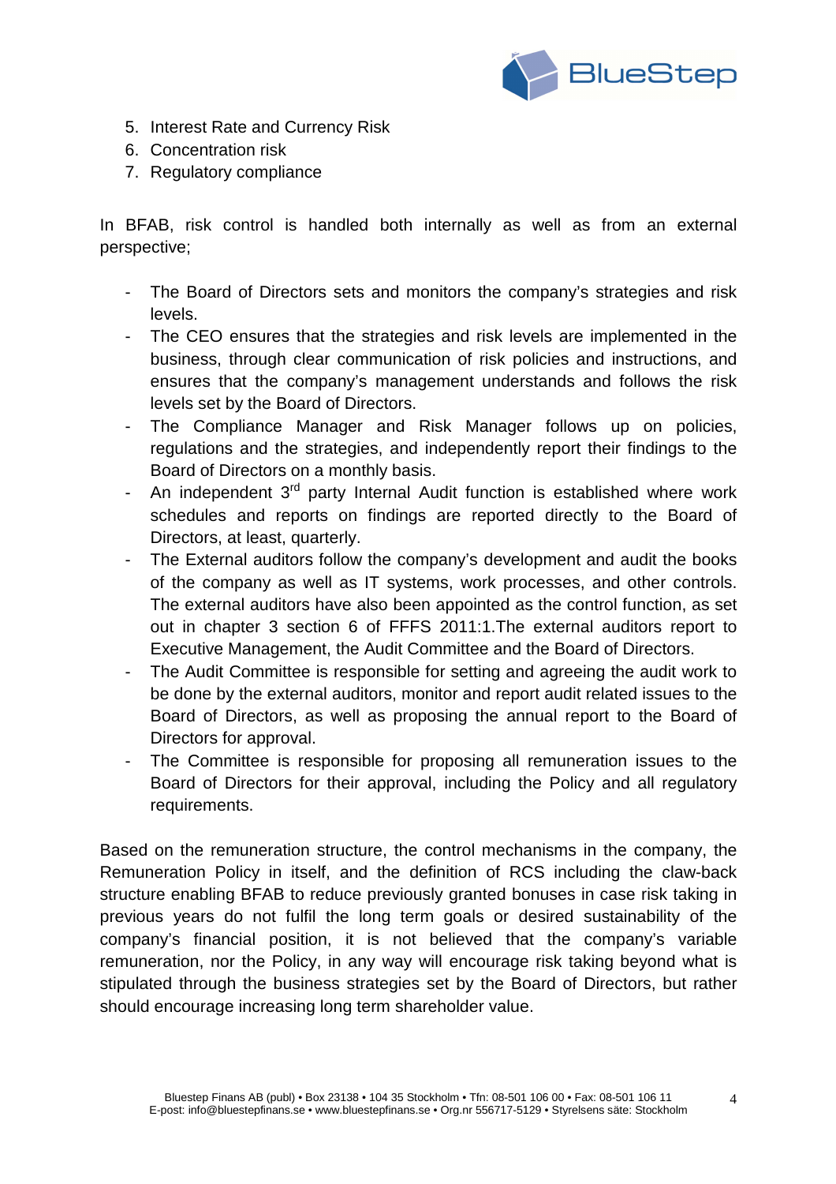5. Interest Rate and Currency Risk
6. Concentration risk
7. Regulatory compliance

In BFAB, risk control is handled both internally as well as from an external perspective;

- The Board of Directors sets and monitors the company's strategies and risk levels.
- The CEO ensures that the strategies and risk levels are implemented in the business, through clear communication of risk policies and instructions, and ensures that the company's management understands and follows the risk levels set by the Board of Directors.
- The Compliance Manager and Risk Manager follows up on policies, regulations and the strategies, and independently report their findings to the Board of Directors on a monthly basis.
- An independent 3rd party Internal Audit function is established where work schedules and reports on findings are reported directly to the Board of Directors, at least, quarterly.
- The External auditors follow the company's development and audit the books of the company as well as IT systems, work processes, and other controls. The external auditors have also been appointed as the control function, as set out in chapter 3 section 6 of FFFS 2011:1.The external auditors report to Executive Management, the Audit Committee and the Board of Directors.
- The Audit Committee is responsible for setting and agreeing the audit work to be done by the external auditors, monitor and report audit related issues to the Board of Directors, as well as proposing the annual report to the Board of Directors for approval.
- The Committee is responsible for proposing all remuneration issues to the Board of Directors for their approval, including the Policy and all regulatory requirements.

Based on the remuneration structure, the control mechanisms in the company, the Remuneration Policy in itself, and the definition of RCS including the claw-back structure enabling BFAB to reduce previously granted bonuses in case risk taking in previous years do not fulfil the long term goals or desired sustainability of the company's financial position, it is not believed that the company's variable remuneration, nor the Policy, in any way will encourage risk taking beyond what is stipulated through the business strategies set by the Board of Directors, but rather should encourage increasing long term shareholder value.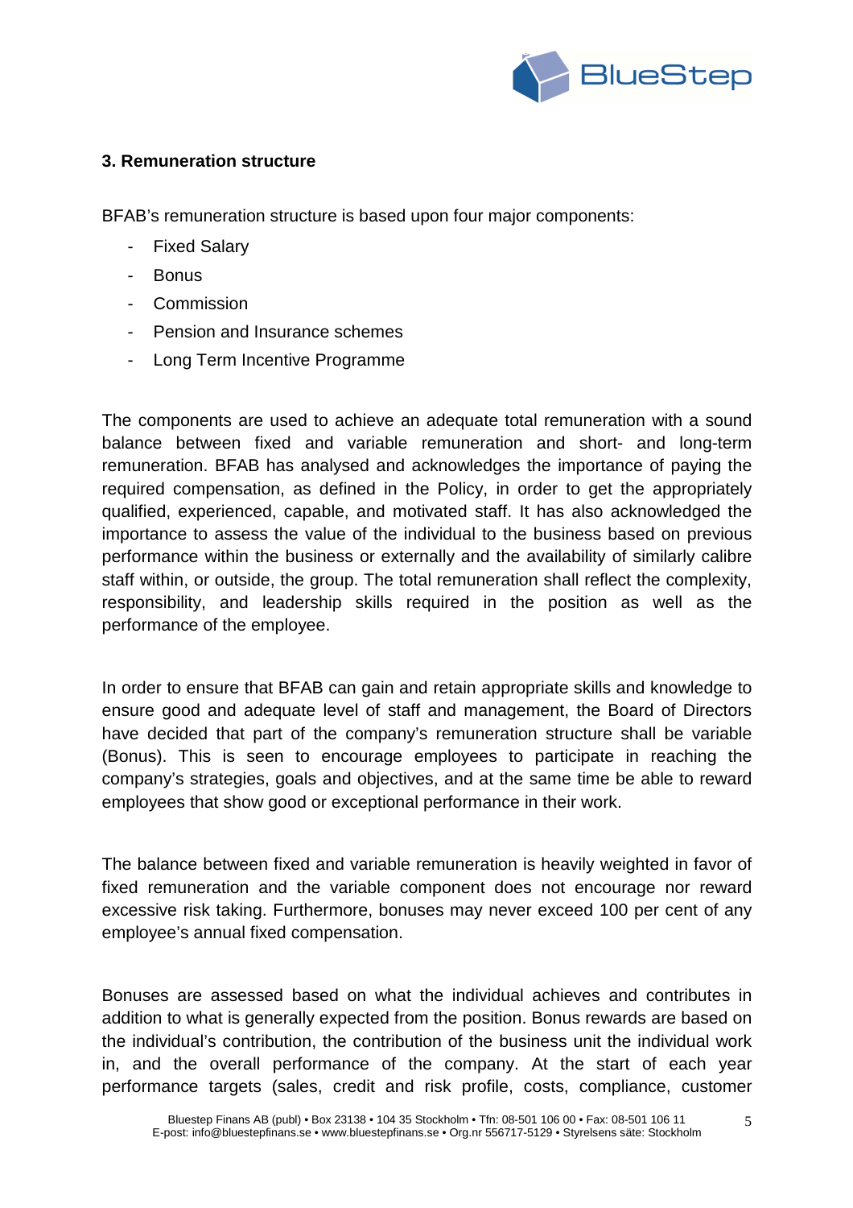### 3. Remuneration structure

BFAB's remuneration structure is based upon four major components:

- Fixed Salary
- Bonus
- Commission
- Pension and Insurance schemes
- Long Term Incentive Programme

The components are used to achieve an adequate total remuneration with a sound balance between fixed and variable remuneration and short- and long-term remuneration. BFAB has analysed and acknowledges the importance of paying the required compensation, as defined in the Policy, in order to get the appropriately qualified, experienced, capable, and motivated staff. It has also acknowledged the importance to assess the value of the individual to the business based on previous performance within the business or externally and the availability of similarly calibre staff within, or outside, the group. The total remuneration shall reflect the complexity, responsibility, and leadership skills required in the position as well as the performance of the employee.

In order to ensure that BFAB can gain and retain appropriate skills and knowledge to ensure good and adequate level of staff and management, the Board of Directors have decided that part of the company's remuneration structure shall be variable (Bonus). This is seen to encourage employees to participate in reaching the company's strategies, goals and objectives, and at the same time be able to reward employees that show good or exceptional performance in their work.

The balance between fixed and variable remuneration is heavily weighted in favor of fixed remuneration and the variable component does not encourage nor reward excessive risk taking. Furthermore, bonuses may never exceed 100 per cent of any employee's annual fixed compensation.

Bonuses are assessed based on what the individual achieves and contributes in addition to what is generally expected from the position. Bonus rewards are based on the individual's contribution, the contribution of the business unit the individual work in, and the overall performance of the company. At the start of each year performance targets (sales, credit and risk profile, costs, compliance, customer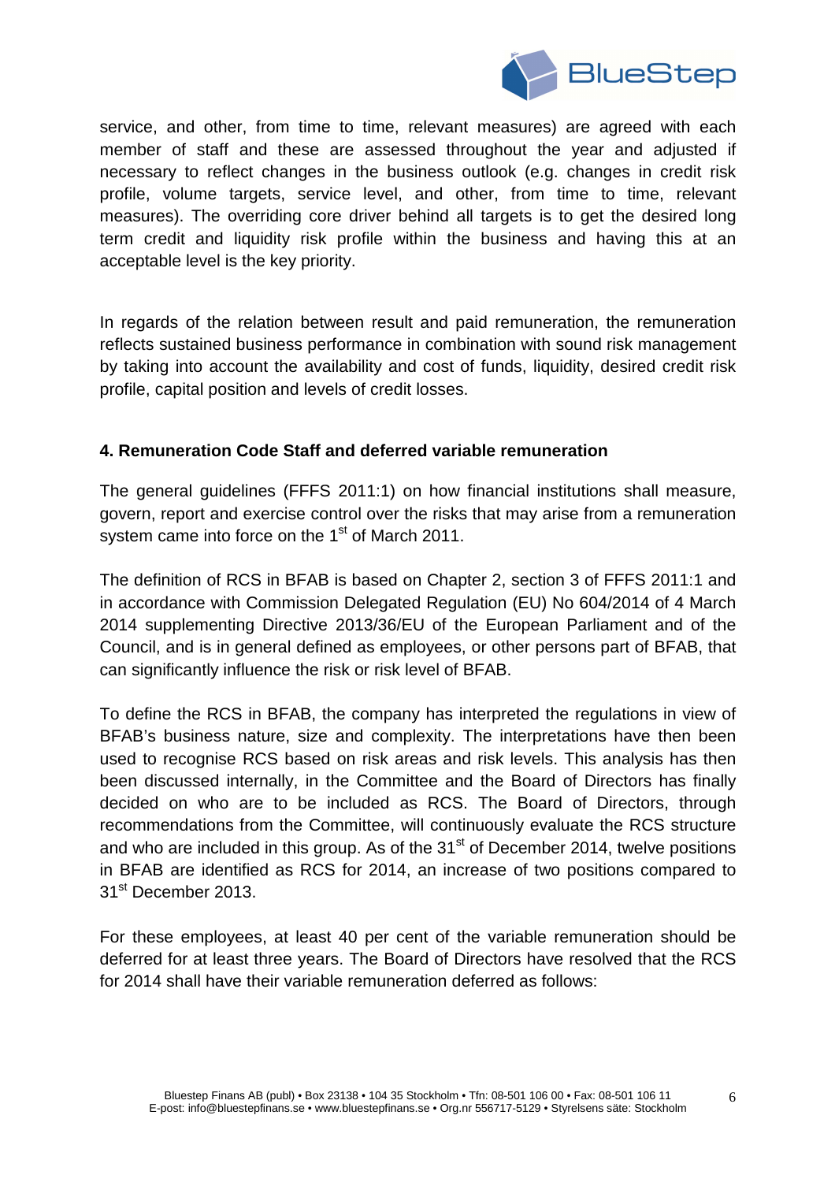service, and other, from time to time, relevant measures) are agreed with each member of staff and these are assessed throughout the year and adjusted if necessary to reflect changes in the business outlook (e.g. changes in credit risk profile, volume targets, service level, and other, from time to time, relevant measures). The overriding core driver behind all targets is to get the desired long term credit and liquidity risk profile within the business and having this at an acceptable level is the key priority.

In regards of the relation between result and paid remuneration, the remuneration reflects sustained business performance in combination with sound risk management by taking into account the availability and cost of funds, liquidity, desired credit risk profile, capital position and levels of credit losses.

### 4. Remuneration Code Staff and deferred variable remuneration

The general guidelines (FFFS 2011:1) on how financial institutions shall measure, govern, report and exercise control over the risks that may arise from a remuneration system came into force on the 1st of March 2011.

The definition of RCS in BFAB is based on Chapter 2, section 3 of FFFS 2011:1 and in accordance with Commission Delegated Regulation (EU) No 604/2014 of 4 March 2014 supplementing Directive 2013/36/EU of the European Parliament and of the Council, and is in general defined as employees, or other persons part of BFAB, that can significantly influence the risk or risk level of BFAB.

To define the RCS in BFAB, the company has interpreted the regulations in view of BFAB's business nature, size and complexity. The interpretations have then been used to recognise RCS based on risk areas and risk levels. This analysis has then been discussed internally, in the Committee and the Board of Directors has finally decided on who are to be included as RCS. The Board of Directors, through recommendations from the Committee, will continuously evaluate the RCS structure and who are included in this group. As of the 31st of December 2014, twelve positions in BFAB are identified as RCS for 2014, an increase of two positions compared to 31st December 2013.

For these employees, at least 40 per cent of the variable remuneration should be deferred for at least three years. The Board of Directors have resolved that the RCS for 2014 shall have their variable remuneration deferred as follows: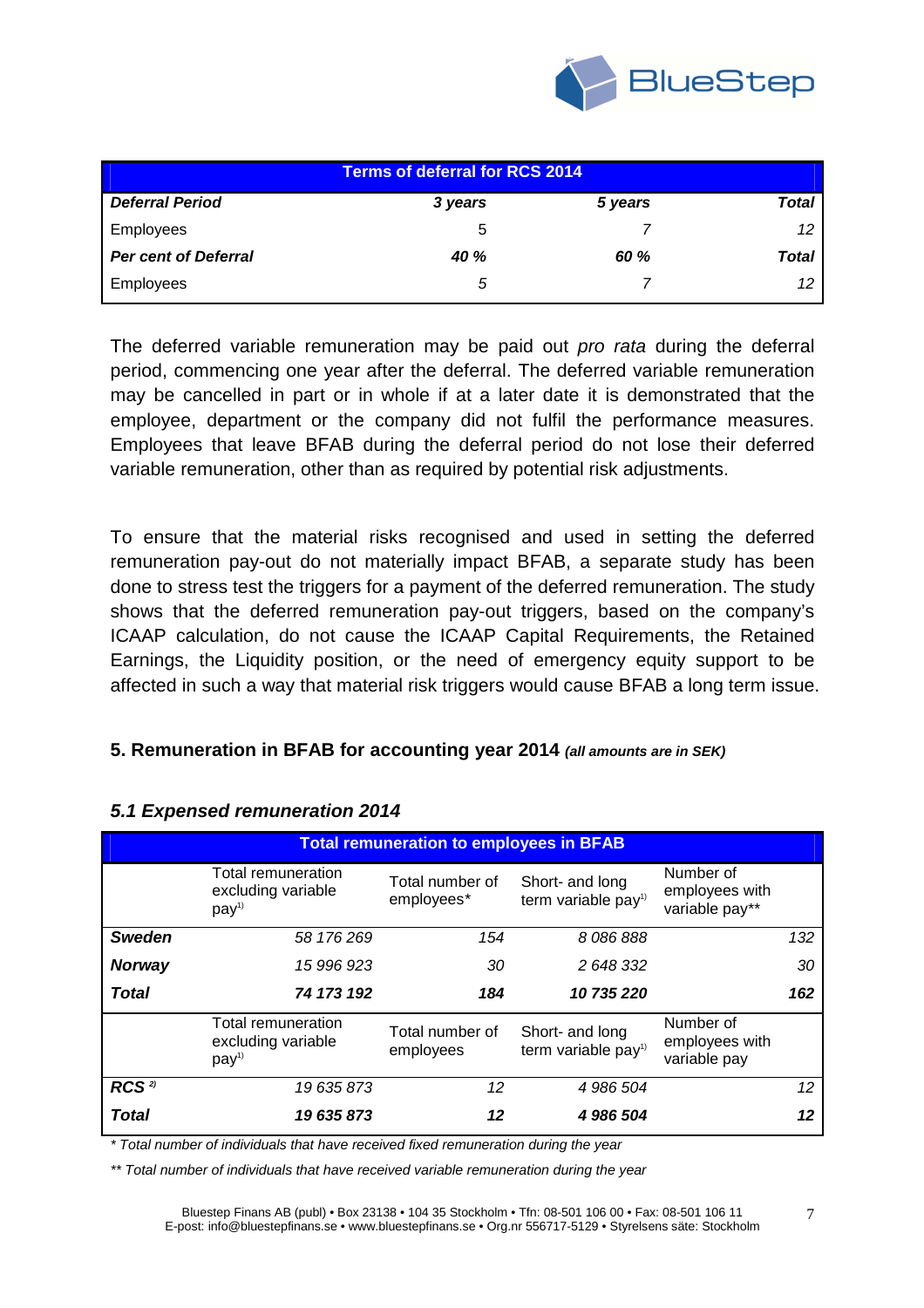| Terms of deferral for RCS 2014 | | | |
|---|---|---|---|
| ***Deferral Period*** | ***3 years*** | ***5 years*** | ***Total*** |
| Employees | 5 | *7* | *12* |
| ***Per cent of Deferral*** | ***40 %*** | ***60 %*** | ***Total*** |
| Employees | *5* | *7* | *12* |

The deferred variable remuneration may be paid out *pro rata* during the deferral period, commencing one year after the deferral. The deferred variable remuneration may be cancelled in part or in whole if at a later date it is demonstrated that the employee, department or the company did not fulfil the performance measures. Employees that leave BFAB during the deferral period do not lose their deferred variable remuneration, other than as required by potential risk adjustments.

To ensure that the material risks recognised and used in setting the deferred remuneration pay-out do not materially impact BFAB, a separate study has been done to stress test the triggers for a payment of the deferred remuneration. The study shows that the deferred remuneration pay-out triggers, based on the company's ICAAP calculation, do not cause the ICAAP Capital Requirements, the Retained Earnings, the Liquidity position, or the need of emergency equity support to be affected in such a way that material risk triggers would cause BFAB a long term issue.

## 5. Remuneration in BFAB for accounting year 2014 *(all amounts are in SEK)*

### *5.1 Expensed remuneration 2014*

| Total remuneration to employees in BFAB | | | | |
|---|---|---|---|---|
| | Total remuneration excluding variable pay[1)] | Total number of employees* | Short- and long term variable pay[1)] | Number of employees with variable pay** |
| ***Sweden*** | *58 176 269* | *154* | *8 086 888* | *132* |
| ***Norway*** | *15 996 923* | *30* | *2 648 332* | *30* |
| ***Total*** | ***74 173 192*** | ***184*** | ***10 735 220*** | ***162*** |
| | Total remuneration excluding variable pay[1)] | Total number of employees | Short- and long term variable pay[1)] | Number of employees with variable pay |
| ***RCS*** [2)] | *19 635 873* | *12* | *4 986 504* | *12* |
| ***Total*** | ***19 635 873*** | ***12*** | ***4 986 504*** | ***12*** |

*\* Total number of individuals that have received fixed remuneration during the year*

*\*\* Total number of individuals that have received variable remuneration during the year*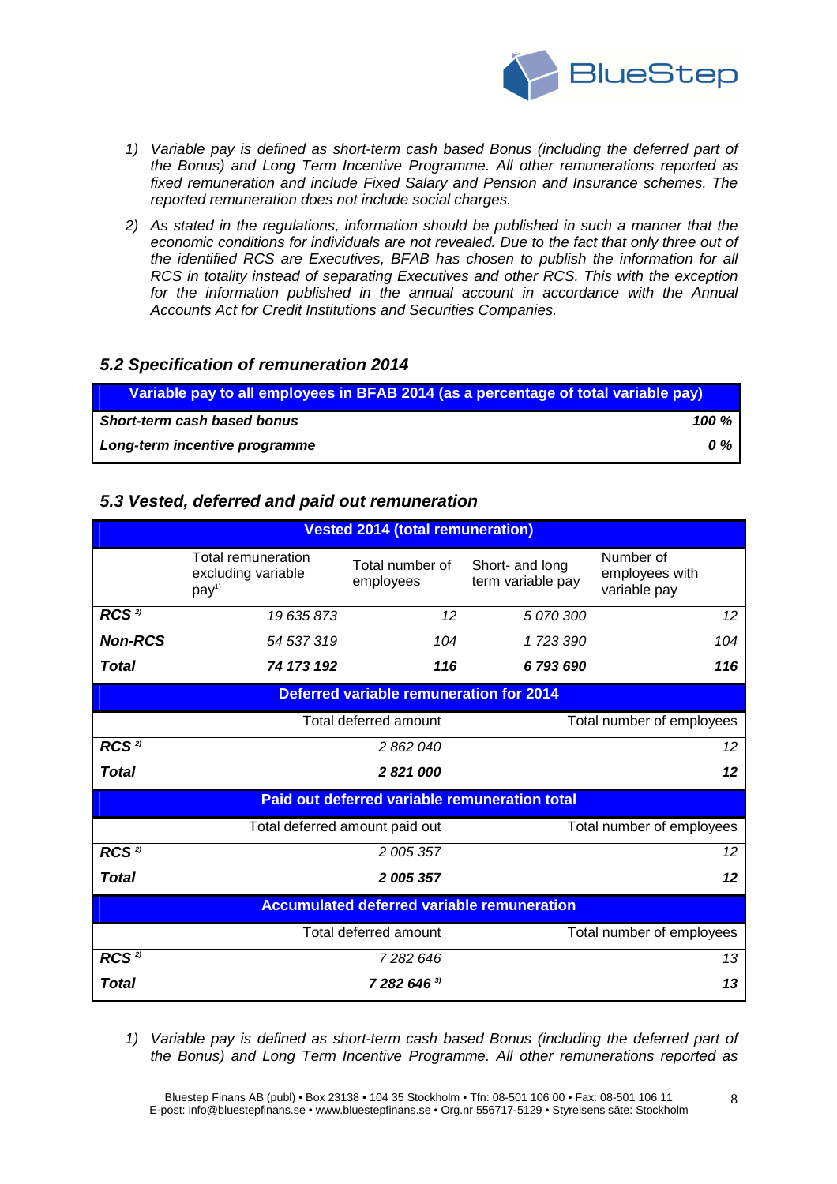1) *Variable pay is defined as short-term cash based Bonus (including the deferred part of the Bonus) and Long Term Incentive Programme. All other remunerations reported as fixed remuneration and include Fixed Salary and Pension and Insurance schemes. The reported remuneration does not include social charges.*

2) *As stated in the regulations, information should be published in such a manner that the economic conditions for individuals are not revealed. Due to the fact that only three out of the identified RCS are Executives, BFAB has chosen to publish the information for all RCS in totality instead of separating Executives and other RCS. This with the exception for the information published in the annual account in accordance with the Annual Accounts Act for Credit Institutions and Securities Companies.*

### *5.2 Specification of remuneration 2014*

| Variable pay to all employees in BFAB 2014 (as a percentage of total variable pay) | |
|---|---|
| ***Short-term cash based bonus*** | ***100 %*** |
| ***Long-term incentive programme*** | ***0 %*** |

### *5.3 Vested, deferred and paid out remuneration*

| Vested 2014 (total remuneration) | | | | |
|---|---|---|---|---|
| | Total remuneration excluding variable pay[1)] | Total number of employees | Short- and long term variable pay | Number of employees with variable pay |
| ***RCS*** [2)] | *19 635 873* | *12* | *5 070 300* | *12* |
| ***Non-RCS*** | *54 537 319* | *104* | *1 723 390* | *104* |
| ***Total*** | ***74 173 192*** | ***116*** | ***6 793 690*** | ***116*** |

| Deferred variable remuneration for 2014 | | |
|---|---|---|
| | Total deferred amount | Total number of employees |
| ***RCS*** [2)] | *2 862 040* | *12* |
| ***Total*** | ***2 821 000*** | ***12*** |

| Paid out deferred variable remuneration total | | |
|---|---|---|
| | Total deferred amount paid out | Total number of employees |
| ***RCS*** [2)] | *2 005 357* | *12* |
| ***Total*** | ***2 005 357*** | ***12*** |

| Accumulated deferred variable remuneration | | |
|---|---|---|
| | Total deferred amount | Total number of employees |
| ***RCS*** [2)] | *7 282 646* | *13* |
| ***Total*** | ***7 282 646*** [3)] | ***13*** |

1) *Variable pay is defined as short-term cash based Bonus (including the deferred part of the Bonus) and Long Term Incentive Programme. All other remunerations reported as*

Bluestep Finans AB (publ) • Box 23138 • 104 35 Stockholm • Tfn: 08-501 106 00 • Fax: 08-501 106 11
E-post: info@bluestepfinans.se • www.bluestepfinans.se • Org.nr 556717-5129 • Styrelsens säte: Stockholm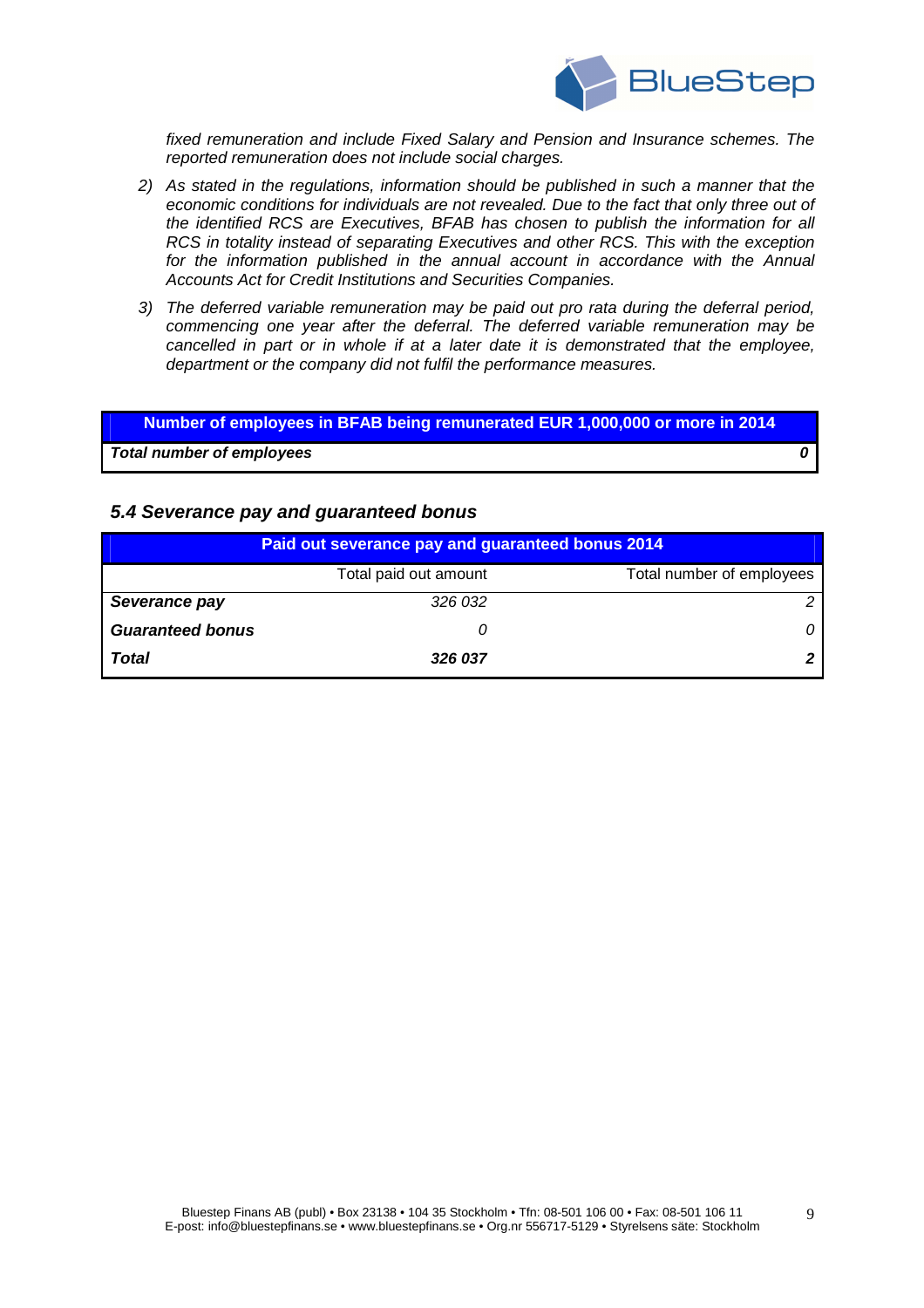*fixed remuneration and include Fixed Salary and Pension and Insurance schemes. The reported remuneration does not include social charges.*

2) *As stated in the regulations, information should be published in such a manner that the economic conditions for individuals are not revealed. Due to the fact that only three out of the identified RCS are Executives, BFAB has chosen to publish the information for all RCS in totality instead of separating Executives and other RCS. This with the exception for the information published in the annual account in accordance with the Annual Accounts Act for Credit Institutions and Securities Companies.*

3) *The deferred variable remuneration may be paid out pro rata during the deferral period, commencing one year after the deferral. The deferred variable remuneration may be cancelled in part or in whole if at a later date it is demonstrated that the employee, department or the company did not fulfil the performance measures.*

| **Number of employees in BFAB being remunerated EUR 1,000,000 or more in 2014** | |
|---|---|
| ***Total number of employees*** | ***0*** |

### *5.4 Severance pay and guaranteed bonus*

| **Paid out severance pay and guaranteed bonus 2014** | | |
|---|---|---|
| | Total paid out amount | Total number of employees |
| ***Severance pay*** | *326 032* | *2* |
| ***Guaranteed bonus*** | *0* | *0* |
| ***Total*** | ***326 037*** | ***2*** |